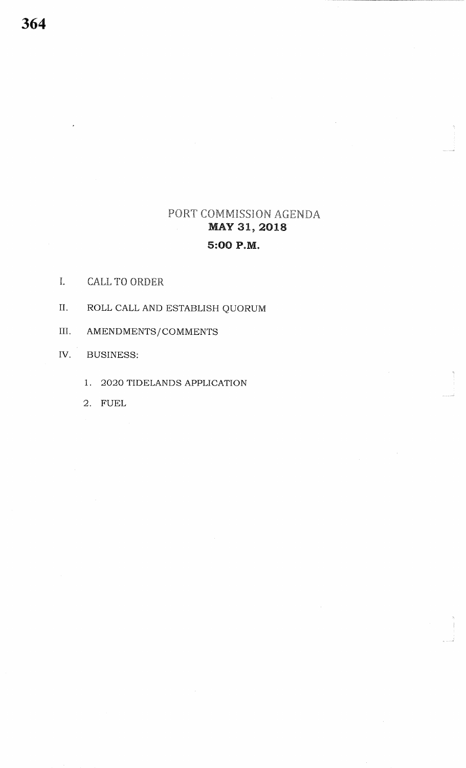# PORT COMMISSION AGENDA

## MAY 31, 2018

## 5:00 P.M.

I. CALL TO ORDER

II. ROLL CALL AND ESTABLISH QUORUM

III. AMENDMENTS/COMMENTS

IV. BUSINESS:

1. 2020 TIDELANDS APPLICATION
2. FUEL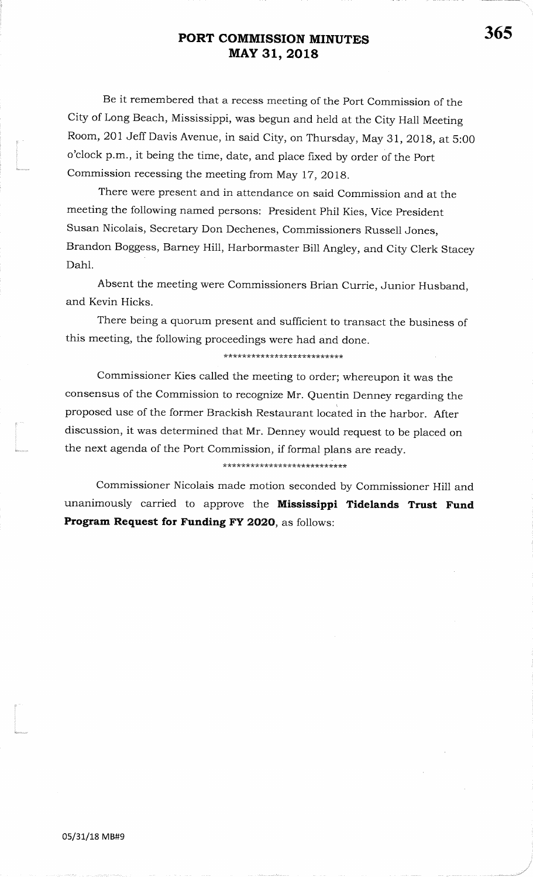# PORT COMMISSION MINUTES
# MAY 31, 2018

Be it remembered that a recess meeting of the Port Commission of the City of Long Beach, Mississippi, was begun and held at the City Hall Meeting Room, 201 Jeff Davis Avenue, in said City, on Thursday, May 31, 2018, at 5:00 o'clock p.m., it being the time, date, and place fixed by order of the Port Commission recessing the meeting from May 17, 2018.

There were present and in attendance on said Commission and at the meeting the following named persons: President Phil Kies, Vice President Susan Nicolais, Secretary Don Dechenes, Commissioners Russell Jones, Brandon Boggess, Barney Hill, Harbormaster Bill Angley, and City Clerk Stacey Dahl.

Absent the meeting were Commissioners Brian Currie, Junior Husband, and Kevin Hicks.

There being a quorum present and sufficient to transact the business of this meeting, the following proceedings were had and done.

\*\*\*\*\*\*\*\*\*\*\*\*\*\*\*\*\*\*\*\*\*\*\*\*\*\*

Commissioner Kies called the meeting to order; whereupon it was the consensus of the Commission to recognize Mr. Quentin Denney regarding the proposed use of the former Brackish Restaurant located in the harbor. After discussion, it was determined that Mr. Denney would request to be placed on the next agenda of the Port Commission, if formal plans are ready.

\*\*\*\*\*\*\*\*\*\*\*\*\*\*\*\*\*\*\*\*\*\*\*\*\*\*\*

Commissioner Nicolais made motion seconded by Commissioner Hill and unanimously carried to approve the **Mississippi Tidelands Trust Fund Program Request for Funding FY 2020**, as follows:

05/31/18 MB#9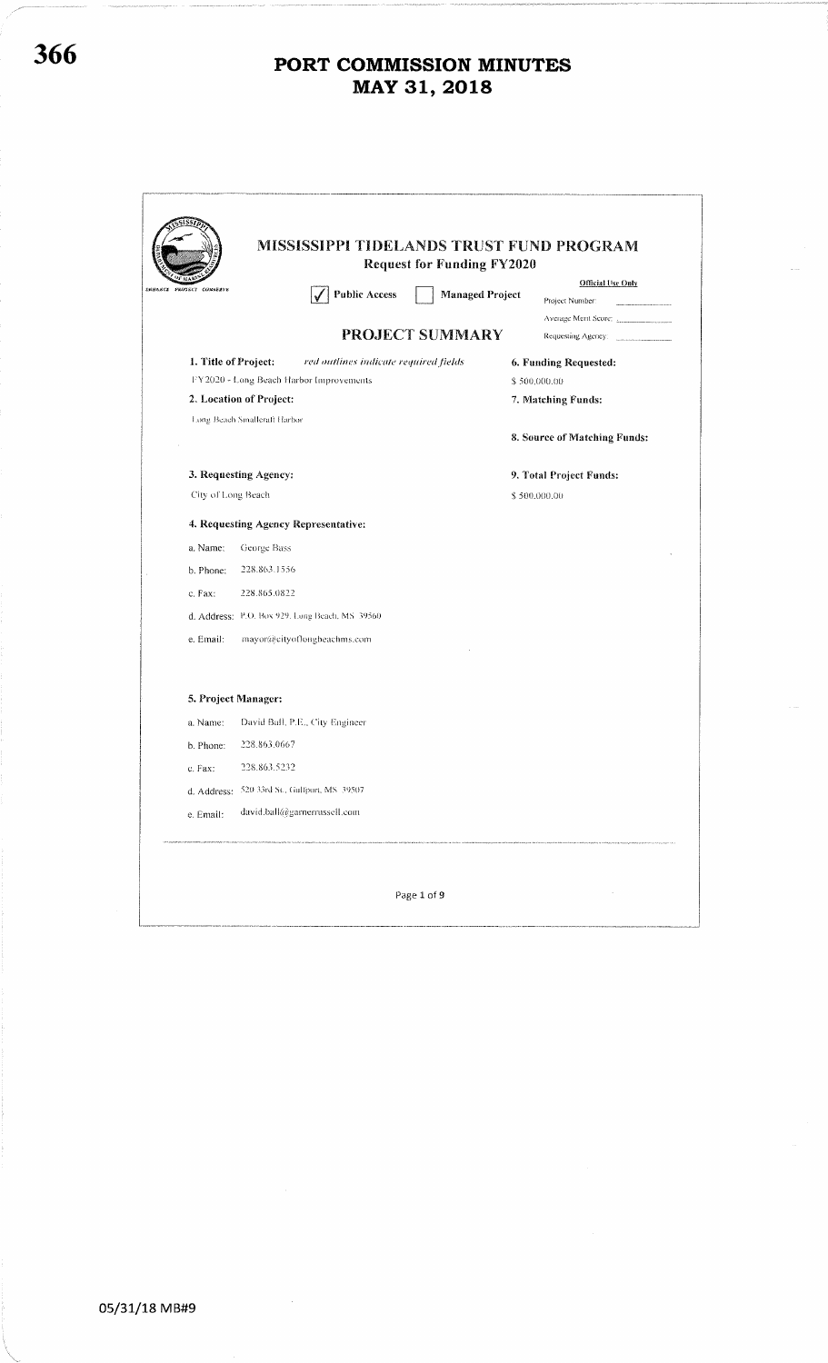# PORT COMMISSION MINUTES
# MAY 31, 2018

## MISSISSIPPI TIDELANDS TRUST FUND PROGRAM
### Request for Funding FY2020

☑ Public Access ☐ Managed Project

**Official Use Only**
Project Number: ______
Average Merit Score: ______
Requesting Agency: ______

## PROJECT SUMMARY

**1. Title of Project:** *red outlines indicate required fields*

FY2020 - Long Beach Harbor Improvements

**2. Location of Project:**

Long Beach Smallcraft Harbor

**3. Requesting Agency:**

City of Long Beach

**4. Requesting Agency Representative:**

a. Name: George Bass
b. Phone: 228.863.1556
c. Fax: 228.865.0822
d. Address: P.O. Box 929, Long Beach, MS 39560
e. Email: mayor@cityoflongbeachms.com

**5. Project Manager:**

a. Name: David Ball, P.E., City Engineer
b. Phone: 228.863.0667
c. Fax: 228.863.5232
d. Address: 520 33rd St., Gulfport, MS 39507
e. Email: david.ball@garnerrussell.com

**6. Funding Requested:**

$ 500,000.00

**7. Matching Funds:**

**8. Source of Matching Funds:**

**9. Total Project Funds:**

$ 500,000.00

05/31/18 MB#9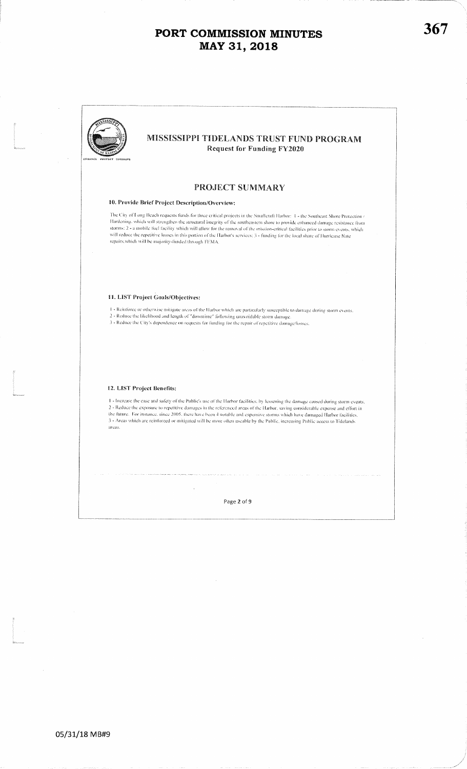# PORT COMMISSION MINUTES
# MAY 31, 2018

## MISSISSIPPI TIDELANDS TRUST FUND PROGRAM
**Request for Funding FY2020**

## PROJECT SUMMARY

### 10. Provide Brief Project Description/Overview:

The City of Long Beach requests funds for three critical projects in the Smallcraft Harbor: 1 - the Southeast Shore Protection / Hardening, which will strengthen the structural integrity of the southeastern shore to provide enhanced damage resistance from storms; 2 - a mobile fuel facility which will allow for the removal of the mission-critical facilities prior to storm events, which will reduce the repetitive losses in this portion of the Harbor's services; 3 - funding for the local share of Hurricane Nate repairs,which will be majority-funded through FEMA.

### 11. LIST Project Goals/Objectives:

1 - Reinforce or otherwise mitigate areas of the Harbor which are particularly susceptible to damage during storm events.
2 - Reduce the likelihood and length of "downtime" following unavoidable storm damage.
3 - Reduce the City's dependence on requests for funding for the repair of repetitive damage/losses.

### 12. LIST Project Benefits:

1 - Increase the ease and safety of the Public's use of the Harbor facilities, by lessening the damage caused during storm events.
2 - Reduce the exposure to repetitive damages in the referenced areas of the Harbor, saving considerable expense and effort in the future. For instance, since 2005, there have been 4 notable and expensive storms which have damaged Harbor facilities.
3 - Areas which are reinforced or mitigated will be more often useable by the Public, increasing Public access to Tidelands areas.

05/31/18 MB#9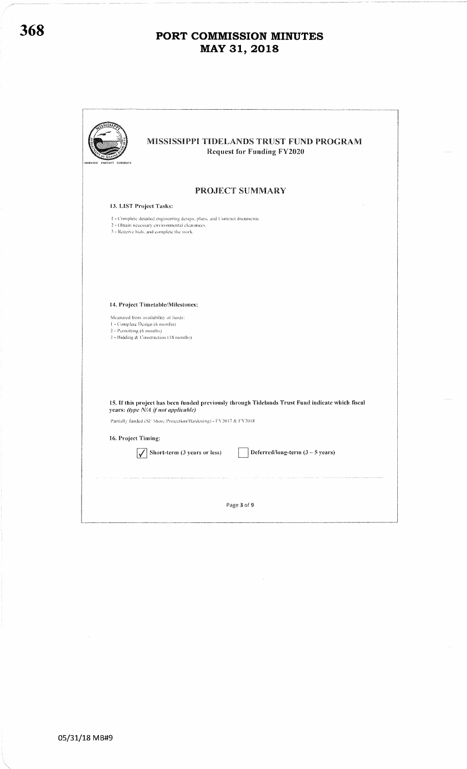# PORT COMMISSION MINUTES
## MAY 31, 2018

## MISSISSIPPI TIDELANDS TRUST FUND PROGRAM
**Request for Funding FY2020**

### PROJECT SUMMARY

**13. LIST Project Tasks:**

1 - Complete detailed engineering design, plans, and Contract documents.
2 - Obtain necessary environmental clearances.
3 - Receive bids, and complete the work.

**14. Project Timetable/Milestones:**

Measured from availability of funds:
1 - Complete Design (6 months)
2 - Permitting (6 months)
3 - Bidding & Construction (18 months)

**15. If this project has been funded previously through Tidelands Trust Fund indicate which fiscal years:** *(type N/A if not applicable)*

Partially funded (SE Shore Protection/Hardening) - FY2017 & FY2018

**16. Project Timing:**

- [x] Short-term (3 years or less)
- [ ] Deferred/long-term (3 – 5 years)

05/31/18 MB#9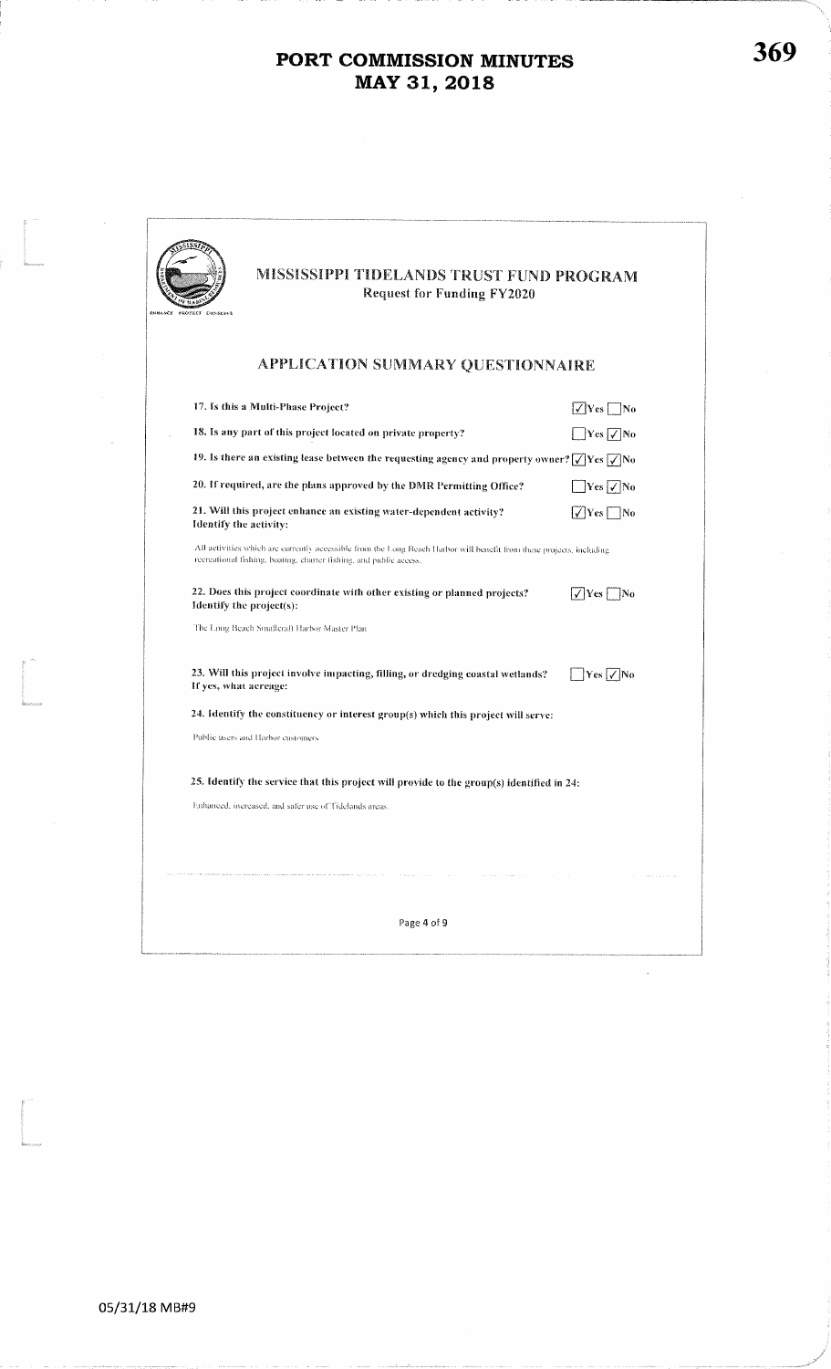# PORT COMMISSION MINUTES
# MAY 31, 2018

## MISSISSIPPI TIDELANDS TRUST FUND PROGRAM

Request for Funding FY2020

## APPLICATION SUMMARY QUESTIONNAIRE

**17. Is this a Multi-Phase Project?** ☑ Yes ☐ No

**18. Is any part of this project located on private property?** ☐ Yes ☑ No

**19. Is there an existing lease between the requesting agency and property owner?** ☑ Yes ☑ No

**20. If required, are the plans approved by the DMR Permitting Office?** ☐ Yes ☑ No

**21. Will this project enhance an existing water-dependent activity?** ☑ Yes ☐ No
**Identify the activity:**

All activities which are currently accessible from the Long Beach Harbor will benefit from these projects, including recreational fishing, boating, charter fishing, and public access.

**22. Does this project coordinate with other existing or planned projects?** ☑ Yes ☐ No
**Identify the project(s):**

The Long Beach Smallcraft Harbor Master Plan

**23. Will this project involve impacting, filling, or dredging coastal wetlands?** ☐ Yes ☑ No
**If yes, what acreage:**

**24. Identify the constituency or interest group(s) which this project will serve:**

Public users and Harbor customers

**25. Identify the service that this project will provide to the group(s) identified in 24:**

Enhanced, increased, and safer use of Tidelands areas.

05/31/18 MB#9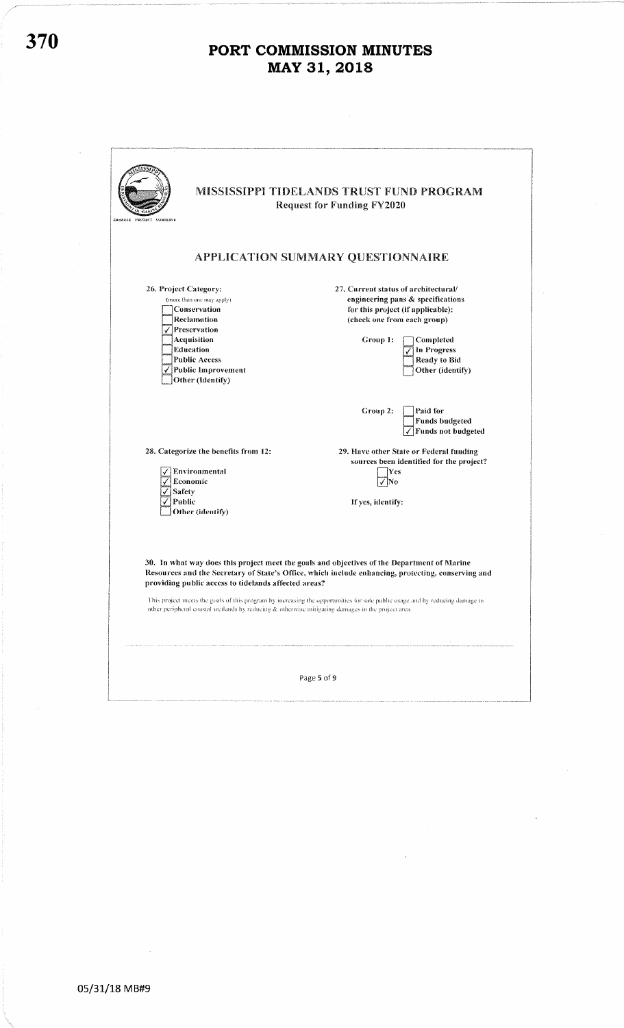# PORT COMMISSION MINUTES
# MAY 31, 2018

## MISSISSIPPI TIDELANDS TRUST FUND PROGRAM
Request for Funding FY2020

### APPLICATION SUMMARY QUESTIONNAIRE

**26. Project Category:**
(more than one may apply)

- [ ] Conservation
- [ ] Reclamation
- [x] Preservation
- [ ] Acquisition
- [ ] Education
- [ ] Public Access
- [x] Public Improvement
- [ ] Other (Identify)

**27. Current status of architectural/ engineering pans & specifications for this project (if applicable): (check one from each group)**

Group 1:
- [ ] Completed
- [x] In Progress
- [ ] Ready to Bid
- [ ] Other (identify)

Group 2:
- [ ] Paid for
- [ ] Funds budgeted
- [x] Funds not budgeted

**28. Categorize the benefits from 12:**

- [x] Environmental
- [x] Economic
- [x] Safety
- [x] Public
- [ ] Other (identify)

**29. Have other State or Federal funding sources been identified for the project?**

- [ ] Yes
- [x] No

If yes, identify:

**30. In what way does this project meet the goals and objectives of the Department of Marine Resources and the Secretary of State's Office, which include enhancing, protecting, conserving and providing public access to tidelands affected areas?**

This project meets the goals of this program by increasing the opportunities for safe public usage and by reducing damage to other peripheral coastal wetlands by reducing & otherwise mitigating damages in the project area.

05/31/18 MB#9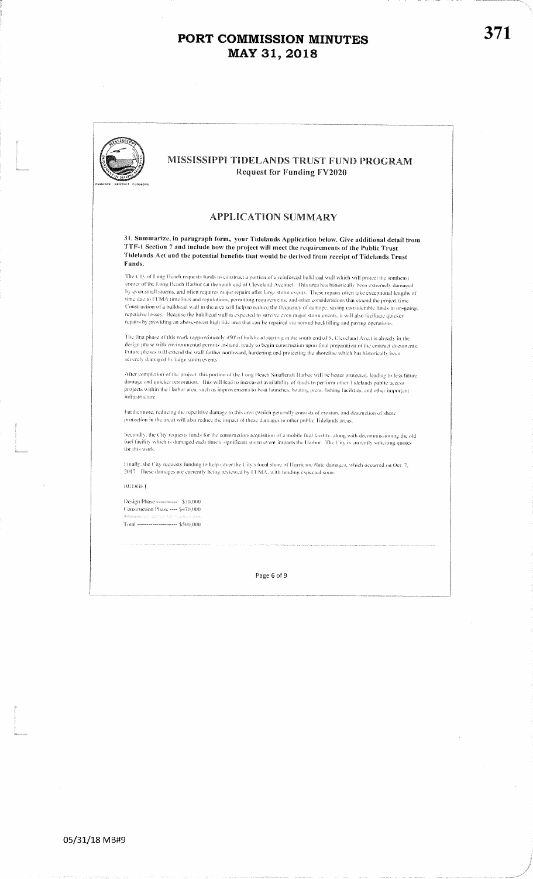# PORT COMMISSION MINUTES
# MAY 31, 2018

## MISSISSIPPI TIDELANDS TRUST FUND PROGRAM
### Request for Funding FY2020

## APPLICATION SUMMARY

**31. Summarize, in paragraph form, your Tidelands Application below. Give additional detail from TTF-1 Section 7 and include how the project will meet the requirements of the Public Trust Tidelands Act and the potential benefits that would be derived from receipt of Tidelands Trust Funds.**

The City of Long Beach requests funds to construct a portion of a reinforced bulkhead wall which will protect the southeast corner of the Long Beach Harbor (at the south end of Cleveland Avenue). This area has historically been extremely damaged by even small storms, and often requires major repairs after large storm events. These repairs often take exceptional lengths of time due to FEMA timelines and regulations, permitting requirements, and other considerations that extend the project time. Construction of a bulkhead wall in the area will help to reduce the frequency of damage, saving considerable funds in on-going, repetitive losses. Because the bulkhead wall is expected to survive even major storm events, it will also facilitate quicker repairs by providing an above-mean high tide area that can be repaired via normal backfilling and paving operations.

The first phase of this work (approximately 450' of bulkhead starting at the south end of S. Cleveland Ave.) is already in the design phase with environmental permits in-hand, ready to begin construction upon final preparation of the contract documents. Future phases will extend the wall further northward, hardening and protecting the shoreline which has historically been severely damaged by large storm events.

After completion of the project, this portion of the Long Beach Smallcraft Harbor will be better protected, leading to less future damage and quicker restoration. This will lead to increased availability of funds to perform other Tidelands public access projects within the Harbor area, such as improvements to boat launches, boating piers, fishing facilities, and other important infrastructure.

Furthermore, reducing the repetitive damage to this area (which generally consists of erosion, and destruction of shore protection in the area) will also reduce the impact of these damages to other public Tidelands areas.

Secondly, the City requests funds for the construction/acquisition of a mobile fuel facility, along with decommissioning the old fuel facility which is damaged each time a significant storm event impacts the Harbor. The City is currently soliciting quotes for this work.

Finally, the City requests funding to help cover the City's local share of Hurricane Nate damages, which occurred on Oct. 7, 2017. These damages are currently being reviewed by FEMA, with funding expected soon.

BUDGET:

Design Phase ------------ $30,000
Construction Phase ---- $470,000
Total --------------------- $500,000

05/31/18 MB#9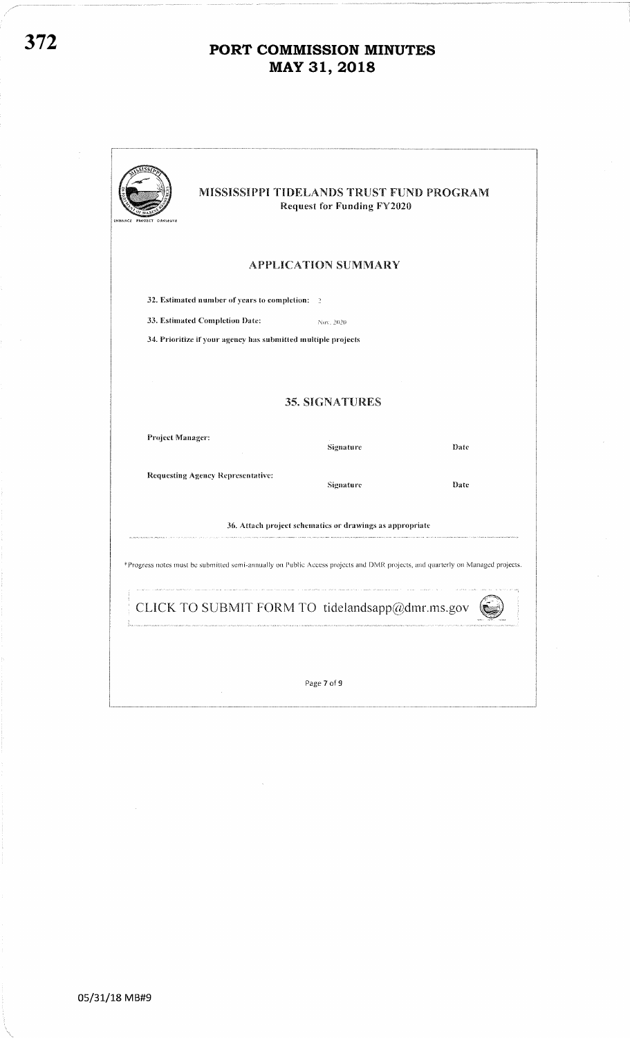# PORT COMMISSION MINUTES
# MAY 31, 2018

## MISSISSIPPI TIDELANDS TRUST FUND PROGRAM

**Request for Funding FY2020**

### APPLICATION SUMMARY

**32. Estimated number of years to completion:** 2

**33. Estimated Completion Date:** Nov. 2020

**34. Prioritize if your agency has submitted multiple projects**

### 35. SIGNATURES

| | | |
|---|---|---|
| **Project Manager:** | Signature | Date |
| **Requesting Agency Representative:** | Signature | Date |

**36. Attach project schematics or drawings as appropriate**

*Progress notes must be submitted semi-annually on Public Access projects and DMR projects, and quarterly on Managed projects.

CLICK TO SUBMIT FORM TO tidelandsapp@dmr.ms.gov

05/31/18 MB#9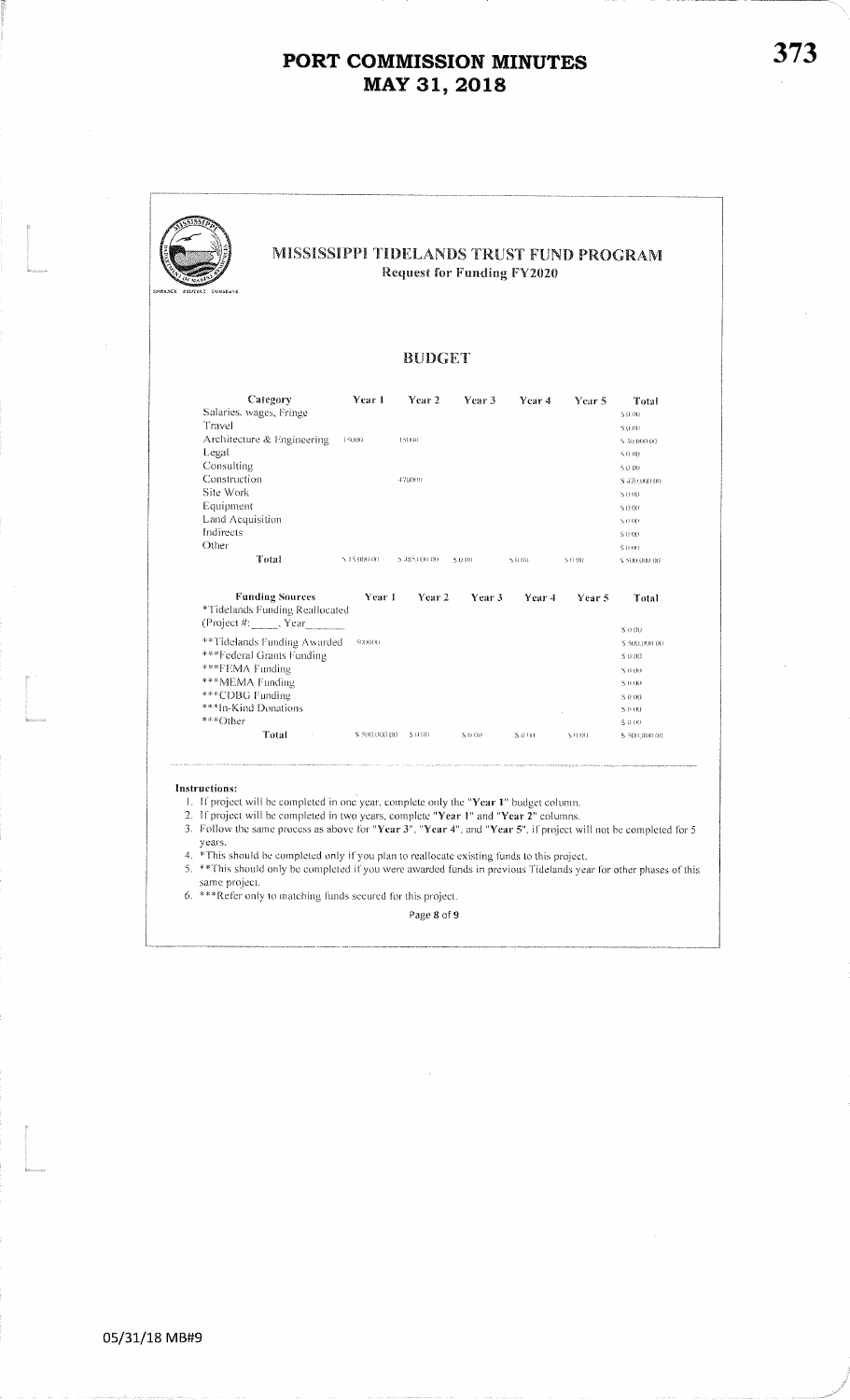# PORT COMMISSION MINUTES
# MAY 31, 2018

## MISSISSIPPI TIDELANDS TRUST FUND PROGRAM

**Request for Funding FY2020**

### BUDGET

| Category | Year 1 | Year 2 | Year 3 | Year 4 | Year 5 | Total |
|---|---|---|---|---|---|---|
| Salaries, wages, Fringe | | | | | | $ 0.00 |
| Travel | | | | | | $ 0.00 |
| Architecture & Engineering | 15000 | 15000 | | | | $ 30,000.00 |
| Legal | | | | | | $ 0.00 |
| Consulting | | | | | | $ 0.00 |
| Construction | | 470000 | | | | $ 470,000.00 |
| Site Work | | | | | | $ 0.00 |
| Equipment | | | | | | $ 0.00 |
| Land Acquisition | | | | | | $ 0.00 |
| Indirects | | | | | | $ 0.00 |
| Other | | | | | | $ 0.00 |
| **Total** | $ 15,000.00 | $ 485,000.00 | $ 0.00 | $ 0.00 | $ 0.00 | $ 500,000.00 |

| Funding Sources | Year 1 | Year 2 | Year 3 | Year 4 | Year 5 | Total |
|---|---|---|---|---|---|---|
| *Tidelands Funding Reallocated (Project #:\_\_\_\_, Year\_\_\_\_\_\_) | | | | | | $ 0.00 |
| **Tidelands Funding Awarded | 500000 | | | | | $ 500,000.00 |
| ***Federal Grants Funding | | | | | | $ 0.00 |
| ***FEMA Funding | | | | | | $ 0.00 |
| ***MEMA Funding | | | | | | $ 0.00 |
| ***CDBG Funding | | | | | | $ 0.00 |
| ***In-Kind Donations | | | | | | $ 0.00 |
| ***Other | | | | | | $ 0.00 |
| **Total** | $ 500,000.00 | $ 0.00 | $ 0.00 | $ 0.00 | $ 0.00 | $ 500,000.00 |

**Instructions:**

1. If project will be completed in one year, complete only the "**Year 1**" budget column.
2. If project will be completed in two years, complete "**Year 1**" and "**Year 2**" columns.
3. Follow the same process as above for "**Year 3**", "**Year 4**", and "**Year 5**", if project will not be completed for 5 years.
4. *This should be completed only if you plan to reallocate existing funds to this project.
5. **This should only be completed if you were awarded funds in previous Tidelands year for other phases of this same project.
6. ***Refer only to matching funds secured for this project.

05/31/18 MB#9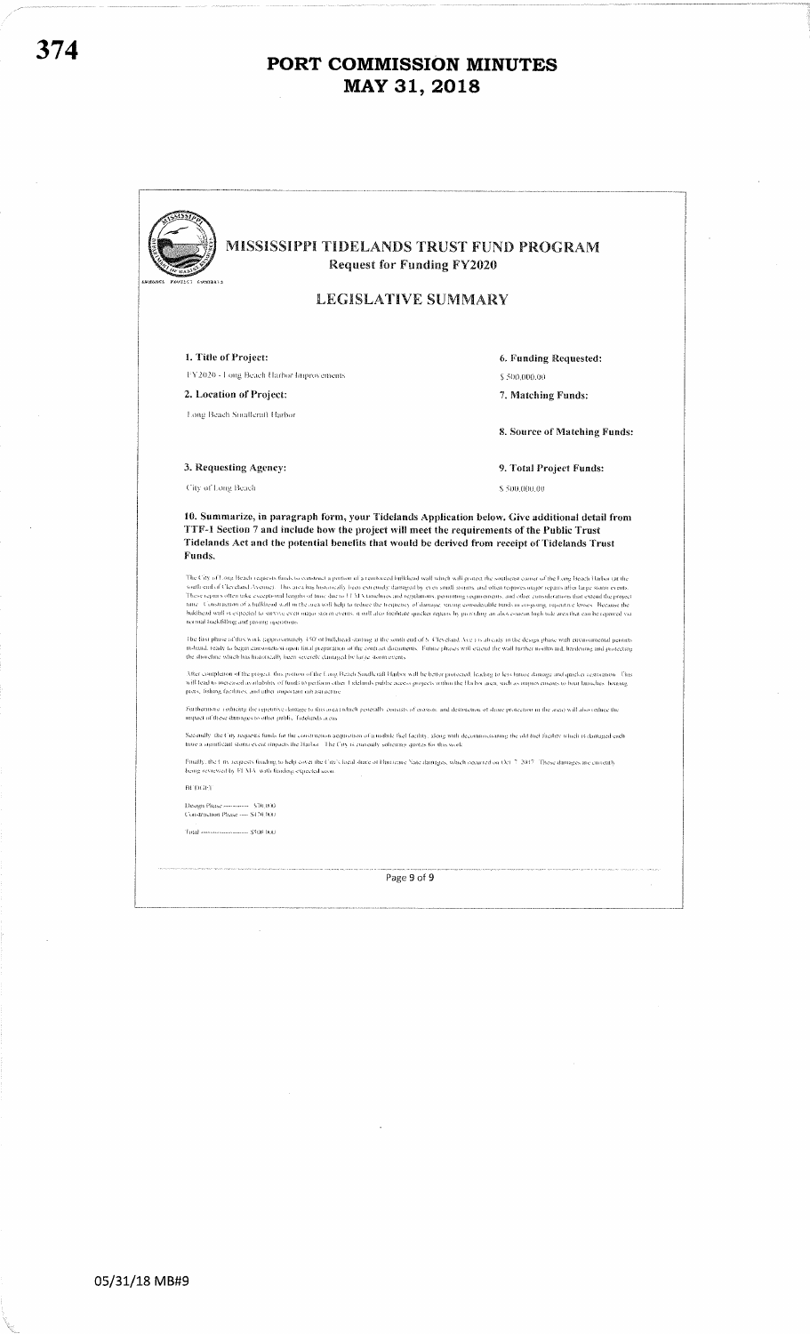# PORT COMMISSION MINUTES
# MAY 31, 2018

## MISSISSIPPI TIDELANDS TRUST FUND PROGRAM

**Request for Funding FY2020**

### LEGISLATIVE SUMMARY

**1. Title of Project:**

FY2020 - Long Beach Harbor Improvements

**2. Location of Project:**

Long Beach Smallcraft Harbor

**3. Requesting Agency:**

City of Long Beach

**6. Funding Requested:**

$ 500,000.00

**7. Matching Funds:**

**8. Source of Matching Funds:**

**9. Total Project Funds:**

$ 500,000.00

**10. Summarize, in paragraph form, your Tidelands Application below. Give additional detail from TTF-1 Section 7 and include how the project will meet the requirements of the Public Trust Tidelands Act and the potential benefits that would be derived from receipt of Tidelands Trust Funds.**

The City of Long Beach requests funds to construct a portion of a reinforced bulkhead wall which will protect the southeast corner of the Long Beach Harbor (at the south end of Cleveland Avenue). This area has historically been extensively damaged by even small storms, and often requires major repairs after large storm events. These repairs often take exceptional lengths of time due to FEMA timelines and regulations, permitting requirements, and other considerations that extend the project time. Construction of a bulkhead wall in the area will help to reduce the frequency of damage, saving considerable funds on on-going, repetitive losses. Because the bulkhead wall is expected to survive even major storm events, it will also facilitate quicker repairs by providing an also erosion high-tide area that can be repaired via normal backfilling and paving operations.

The first phase of this work (approximately 450' of bulkhead starting at the south end of S. Cleveland Ave.) is already in the design phase with environmental permits in-hand, ready to begin construction upon final preparation of the contract documents. Future phases will extend the wall further northward, hardening and protecting the shoreline which has historically been severely damaged by large storm events.

After completion of the project, this portion of the Long Beach Smallcraft Harbor will be better protected, leading to less future damage and quicker restoration. This will lead to increased availability of funds to perform other Tidelands public access projects within the Harbor area, such as improvements to boat launches, boating piers, fishing facilities, and other important infrastructure.

Furthermore, reducing the repetitive damage to this area (which generally consists of erosion and destruction of shore protection in the area) will also reduce the impact of these damages to other public Tidelands areas.

Secondly, the City requests funds for the construction/acquisition of a mobile fuel facility, along with decommissioning the old fuel facility which is damaged each time a significant storm event impacts the Harbor. The City is currently soliciting quotes for this work.

Finally, the City requests funding to help cover the City's local share of Hurricane Nate damages, which occurred on Oct. 7, 2017. These damages are currently being reviewed by FEMA, with funding expected soon.

BUDGET

Design Phase ------------ $30,000
Construction Phase ----- $470,000

Total ----------------------- $500,000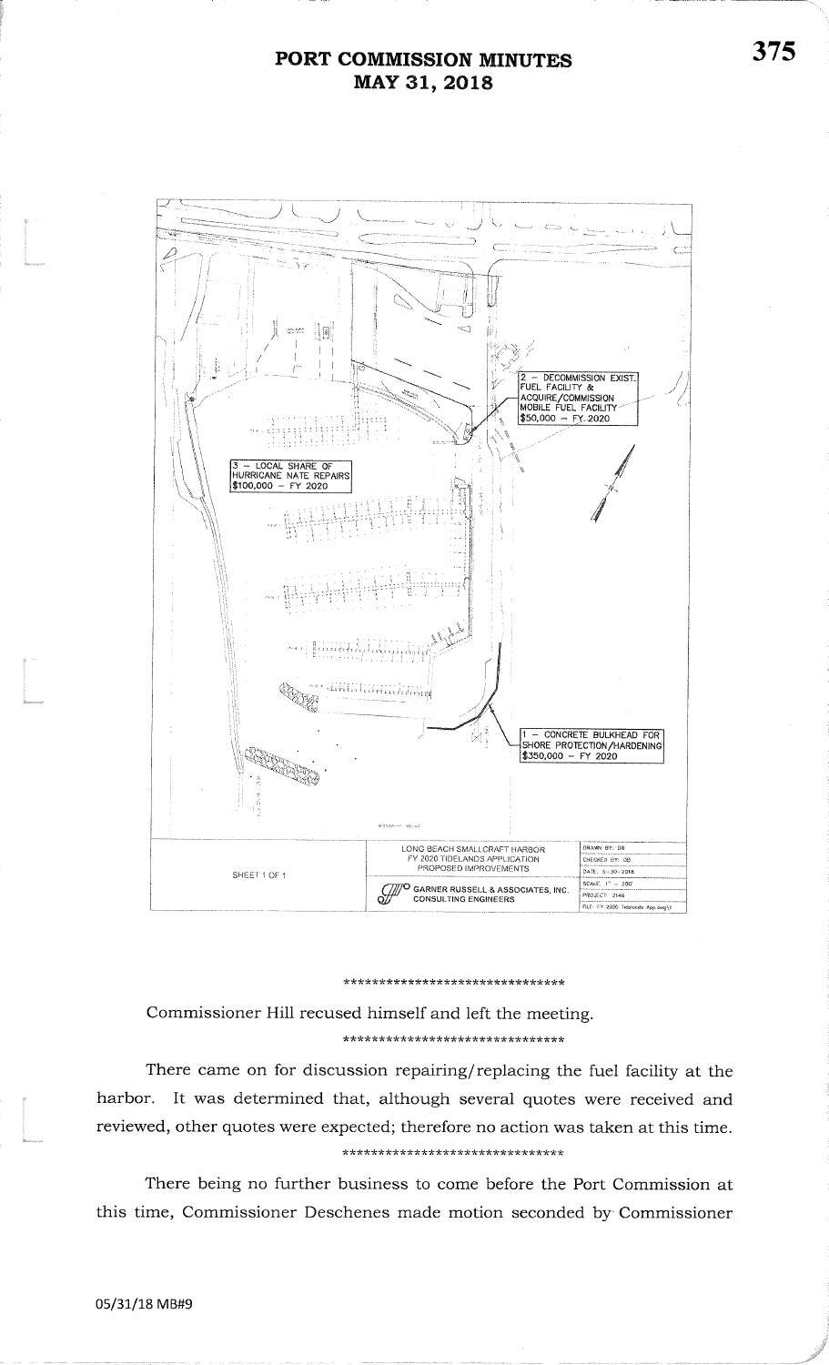1 – CONCRETE BULKHEAD FOR SHORE PROTECTION/HARDENING $350,000 – FY 2020

2 – DECOMMISSION EXIST. FUEL FACILITY & ACQUIRE/COMMISSION MOBILE FUEL FACILITY $50,000 – FY 2020

3 – LOCAL SHARE OF HURRICANE NATE REPAIRS $100,000 – FY 2020

LONG BEACH SMALLCRAFT HARBOR
FY 2020 TIDELANDS APPLICATION
PROPOSED IMPROVEMENTS

GARNER RUSSELL & ASSOCIATES, INC.
CONSULTING ENGINEERS

SHEET 1 OF 1

DRAWN BY: DB
CHECKED BY: DB
DATE: 5-30-2018
SCALE: 1" = 200'
PROJECT: 2146
FILE: FY 2020 Tidelands App.dwg

******************************

Commissioner Hill recused himself and left the meeting.

******************************

There came on for discussion repairing/replacing the fuel facility at the harbor. It was determined that, although several quotes were received and reviewed, other quotes were expected; therefore no action was taken at this time.

******************************

There being no further business to come before the Port Commission at this time, Commissioner Deschenes made motion seconded by Commissioner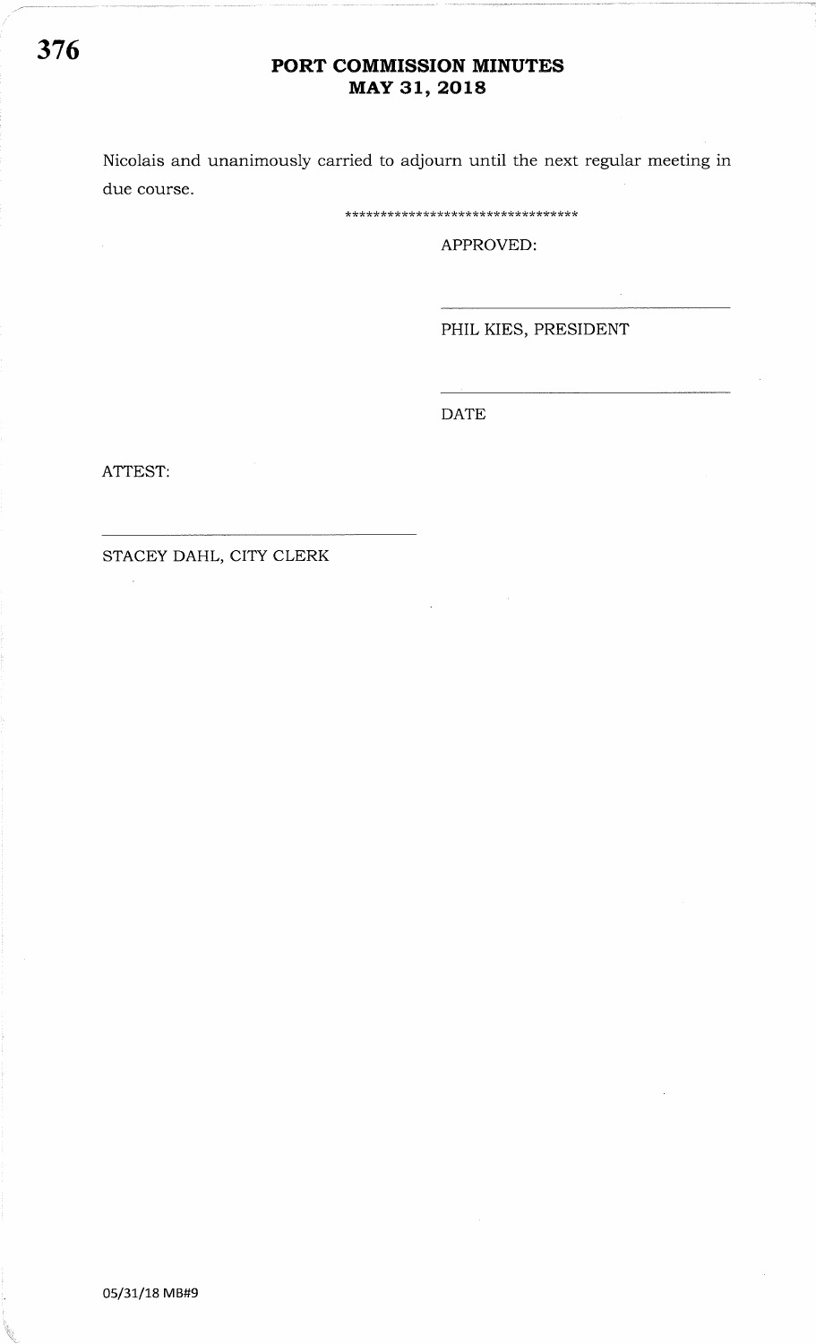Nicolais and unanimously carried to adjourn until the next regular meeting in due course.

*********************************

APPROVED:

______________________________

PHIL KIES, PRESIDENT

______________________________

DATE

ATTEST:

______________________________

STACEY DAHL, CITY CLERK

05/31/18 MB#9